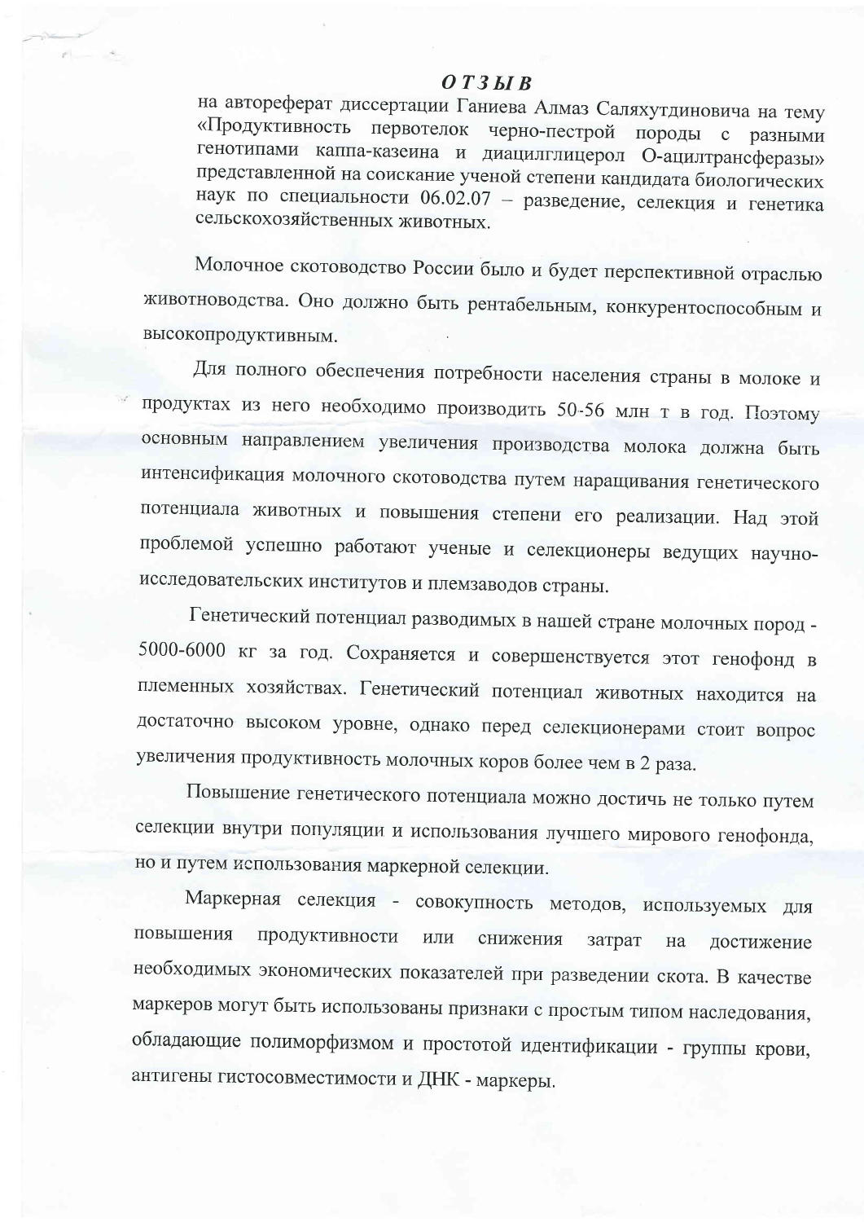# ОТЗЫВ

на автореферат диссертации Ганиева Алмаз Саляхутдиновича на тему «Продуктивность первотелок черно-пестрой породы с разными генотипами каппа-казеина и диацилглицерол О-ацилтрансферазы» представленной на соискание ученой степени кандидата биологических наук по специальности 06.02.07 – разведение, селекция и генетика сельскохозяйственных животных.

Молочное скотоводство России было и будет перспективной отраслью животноводства. Оно должно быть рентабельным, конкурентоспособным и высокопродуктивным.

Для полного обеспечения потребности населения страны в молоке и продуктах из него необходимо производить 50-56 млн т в год. Поэтому основным направлением увеличения производства молока должна быть интенсификация молочного скотоводства путем наращивания генетического потенциала животных и повышения степени его реализации. Над этой проблемой успешно работают ученые и селекционеры ведущих научно-исследовательских институтов и племзаводов страны.

Генетический потенциал разводимых в нашей стране молочных пород - 5000-6000 кг за год. Сохраняется и совершенствуется этот генофонд в племенных хозяйствах. Генетический потенциал животных находится на достаточно высоком уровне, однако перед селекционерами стоит вопрос увеличения продуктивность молочных коров более чем в 2 раза.

Повышение генетического потенциала можно достичь не только путем селекции внутри популяции и использования лучшего мирового генофонда, но и путем использования маркерной селекции.

Маркерная селекция - совокупность методов, используемых для повышения продуктивности или снижения затрат на достижение необходимых экономических показателей при разведении скота. В качестве маркеров могут быть использованы признаки с простым типом наследования, обладающие полиморфизмом и простотой идентификации - группы крови, антигены гистосовместимости и ДНК - маркеры.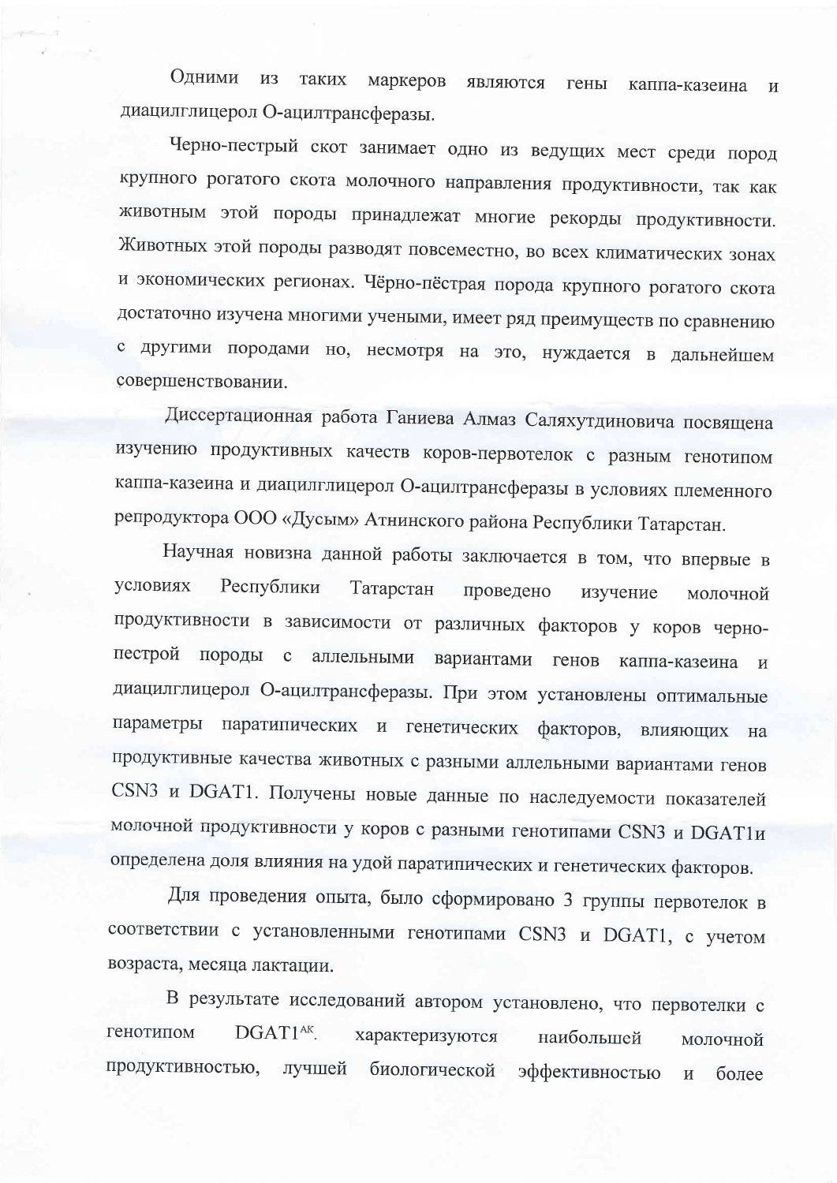Одними из таких маркеров являются гены каппа-казеина и диацилглицерол О-ацилтрансферазы.

Черно-пестрый скот занимает одно из ведущих мест среди пород крупного рогатого скота молочного направления продуктивности, так как животным этой породы принадлежат многие рекорды продуктивности. Животных этой породы разводят повсеместно, во всех климатических зонах и экономических регионах. Чёрно-пёстрая порода крупного рогатого скота достаточно изучена многими учеными, имеет ряд преимуществ по сравнению с другими породами но, несмотря на это, нуждается в дальнейшем совершенствовании.

Диссертационная работа Ганиева Алмаз Саляхутдиновича посвящена изучению продуктивных качеств коров-первотелок с разным генотипом каппа-казеина и диацилглицерол О-ацилтрансферазы в условиях племенного репродуктора ООО «Дусым» Атнинского района Республики Татарстан.

Научная новизна данной работы заключается в том, что впервые в условиях Республики Татарстан проведено изучение молочной продуктивности в зависимости от различных факторов у коров черно-пестрой породы с аллельными вариантами генов каппа-казеина и диацилглицерол О-ацилтрансферазы. При этом установлены оптимальные параметры паратипических и генетических факторов, влияющих на продуктивные качества животных с разными аллельными вариантами генов CSN3 и DGAT1. Получены новые данные по наследуемости показателей молочной продуктивности у коров с разными генотипами CSN3 и DGAT1и определена доля влияния на удой паратипических и генетических факторов.

Для проведения опыта, было сформировано 3 группы первотелок в соответствии с установленными генотипами CSN3 и DGAT1, с учетом возраста, месяца лактации.

В результате исследований автором установлено, что первотелки с генотипом $DGAT1^{AK}$. характеризуются наибольшей молочной продуктивностью, лучшей биологической эффективностью и более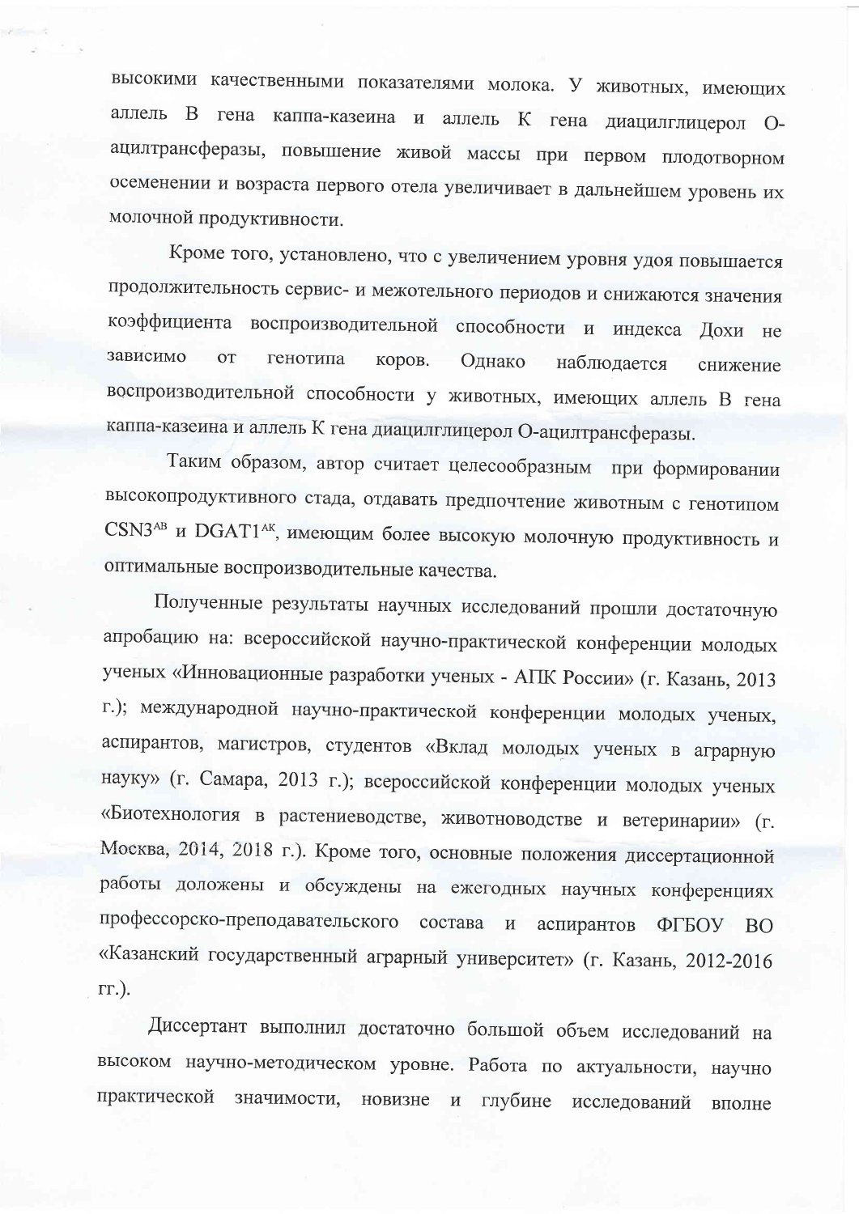высокими качественными показателями молока. У животных, имеющих аллель В гена каппа-казеина и аллель К гена диацилглицерол О-ацилтрансферазы, повышение живой массы при первом плодотворном осеменении и возраста первого отела увеличивает в дальнейшем уровень их молочной продуктивности.

Кроме того, установлено, что с увеличением уровня удоя повышается продолжительность сервис- и межотельного периодов и снижаются значения коэффициента воспроизводительной способности и индекса Дохи не зависимо от генотипа коров. Однако наблюдается снижение воспроизводительной способности у животных, имеющих аллель В гена каппа-казеина и аллель К гена диацилглицерол О-ацилтрансферазы.

Таким образом, автор считает целесообразным при формировании высокопродуктивного стада, отдавать предпочтение животным с генотипом $CSN3^{AB}$ и $DGAT1^{AK}$, имеющим более высокую молочную продуктивность и оптимальные воспроизводительные качества.

Полученные результаты научных исследований прошли достаточную апробацию на: всероссийской научно-практической конференции молодых ученых «Инновационные разработки ученых - АПК России» (г. Казань, 2013 г.); международной научно-практической конференции молодых ученых, аспирантов, магистров, студентов «Вклад молодых ученых в аграрную науку» (г. Самара, 2013 г.); всероссийской конференции молодых ученых «Биотехнология в растениеводстве, животноводстве и ветеринарии» (г. Москва, 2014, 2018 г.). Кроме того, основные положения диссертационной работы доложены и обсуждены на ежегодных научных конференциях профессорско-преподавательского состава и аспирантов ФГБОУ ВО «Казанский государственный аграрный университет» (г. Казань, 2012-2016 гг.).

Диссертант выполнил достаточно большой объем исследований на высоком научно-методическом уровне. Работа по актуальности, научно практической значимости, новизне и глубине исследований вполне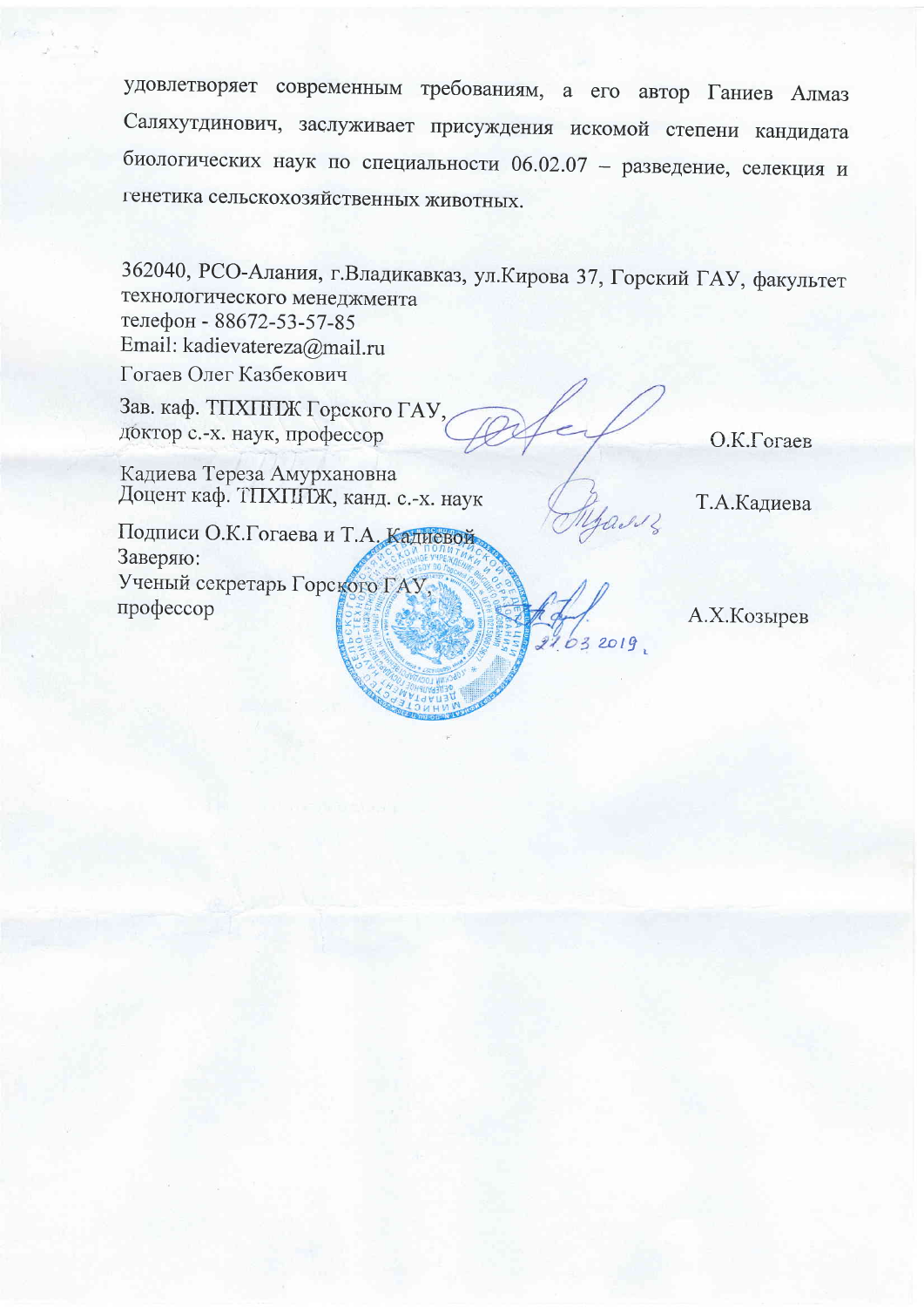удовлетворяет современным требованиям, а его автор Ганиев Алмаз Саляхутдинович, заслуживает присуждения искомой степени кандидата биологических наук по специальности 06.02.07 – разведение, селекция и генетика сельскохозяйственных животных.

362040, РСО-Алания, г.Владикавказ, ул.Кирова 37, Горский ГАУ, факультет технологического менеджмента  
телефон - 88672-53-57-85  
Email: kadievatereza@mail.ru

Гогаев Олег Казбекович  
Зав. каф. ТПХППЖ Горского ГАУ,  
доктор с.-х. наук, профессор О.К.Гогаев

Кадиева Тереза Амурхановна  
Доцент каф. ТПХППЖ, канд. с.-х. наук Т.А.Кадиева

Подписи О.К.Гогаева и Т.А. Кадиевой  
Заверяю:  
Ученый секретарь Горского ГАУ,  
профессор А.Х.Козырев

21.03.2019